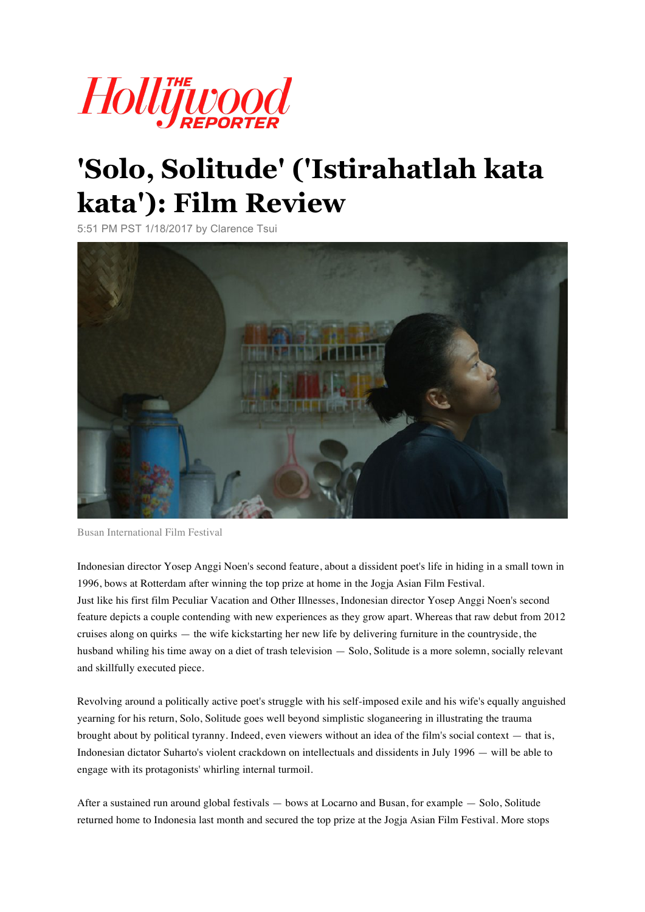# 'Solo, Solitude' ('Istirahatlah kata kata'): Film Review

5:51 PM PST 1/18/2017 by Clarence Tsui

Busan International Film Festival

Indonesian director Yosep Anggi Noen's second feature, about a dissident poet's life in hiding in a small town in 1996, bows at Rotterdam after winning the top prize at home in the Jogja Asian Film Festival.
Just like his first film Peculiar Vacation and Other Illnesses, Indonesian director Yosep Anggi Noen's second feature depicts a couple contending with new experiences as they grow apart. Whereas that raw debut from 2012 cruises along on quirks — the wife kickstarting her new life by delivering furniture in the countryside, the husband whiling his time away on a diet of trash television — Solo, Solitude is a more solemn, socially relevant and skillfully executed piece.

Revolving around a politically active poet's struggle with his self-imposed exile and his wife's equally anguished yearning for his return, Solo, Solitude goes well beyond simplistic sloganeering in illustrating the trauma brought about by political tyranny. Indeed, even viewers without an idea of the film's social context — that is, Indonesian dictator Suharto's violent crackdown on intellectuals and dissidents in July 1996 — will be able to engage with its protagonists' whirling internal turmoil.

After a sustained run around global festivals — bows at Locarno and Busan, for example — Solo, Solitude returned home to Indonesia last month and secured the top prize at the Jogja Asian Film Festival. More stops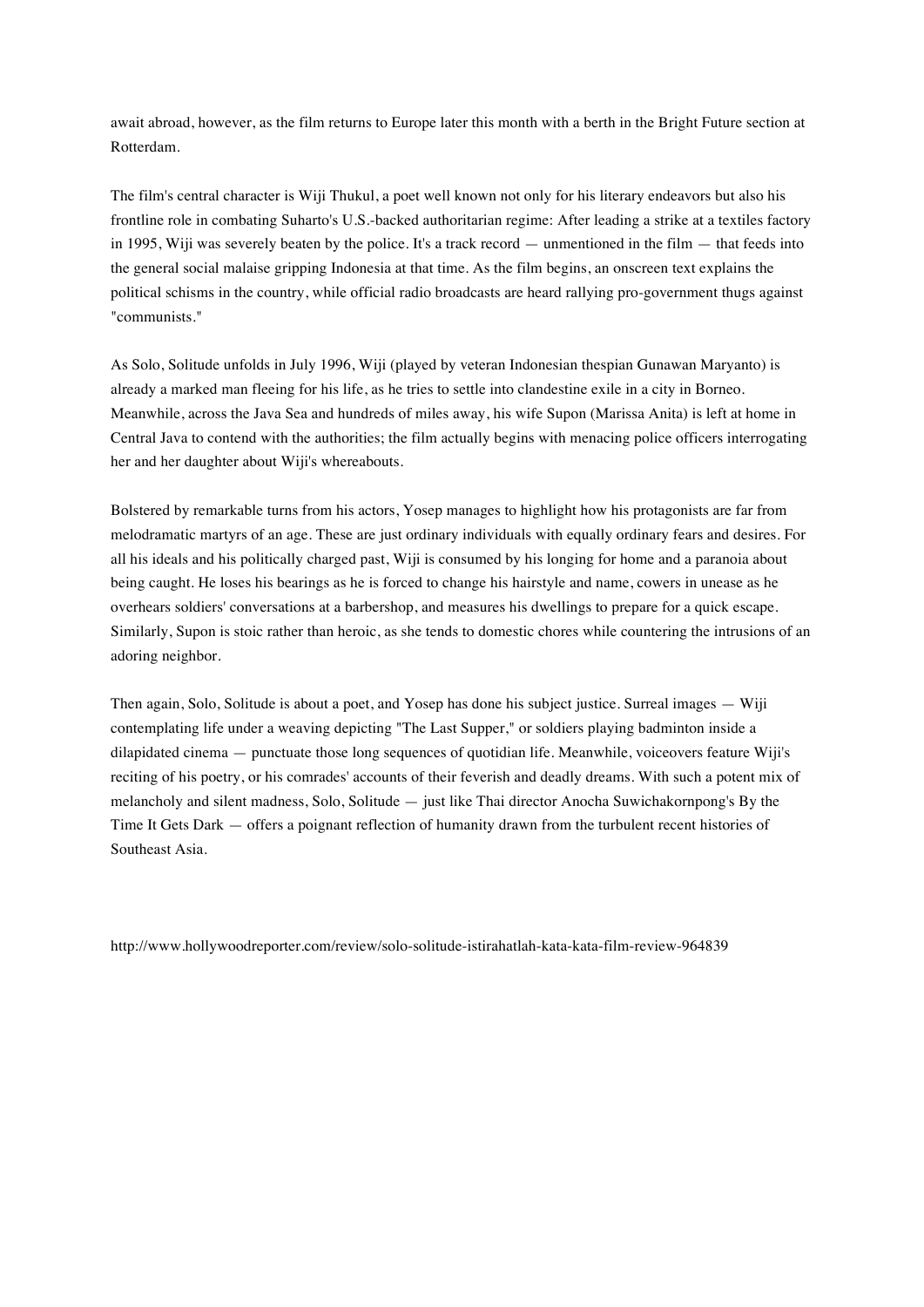await abroad, however, as the film returns to Europe later this month with a berth in the Bright Future section at Rotterdam.

The film's central character is Wiji Thukul, a poet well known not only for his literary endeavors but also his frontline role in combating Suharto's U.S.-backed authoritarian regime: After leading a strike at a textiles factory in 1995, Wiji was severely beaten by the police. It's a track record — unmentioned in the film — that feeds into the general social malaise gripping Indonesia at that time. As the film begins, an onscreen text explains the political schisms in the country, while official radio broadcasts are heard rallying pro-government thugs against "communists."

As Solo, Solitude unfolds in July 1996, Wiji (played by veteran Indonesian thespian Gunawan Maryanto) is already a marked man fleeing for his life, as he tries to settle into clandestine exile in a city in Borneo. Meanwhile, across the Java Sea and hundreds of miles away, his wife Supon (Marissa Anita) is left at home in Central Java to contend with the authorities; the film actually begins with menacing police officers interrogating her and her daughter about Wiji's whereabouts.

Bolstered by remarkable turns from his actors, Yosep manages to highlight how his protagonists are far from melodramatic martyrs of an age. These are just ordinary individuals with equally ordinary fears and desires. For all his ideals and his politically charged past, Wiji is consumed by his longing for home and a paranoia about being caught. He loses his bearings as he is forced to change his hairstyle and name, cowers in unease as he overhears soldiers' conversations at a barbershop, and measures his dwellings to prepare for a quick escape. Similarly, Supon is stoic rather than heroic, as she tends to domestic chores while countering the intrusions of an adoring neighbor.

Then again, Solo, Solitude is about a poet, and Yosep has done his subject justice. Surreal images — Wiji contemplating life under a weaving depicting "The Last Supper," or soldiers playing badminton inside a dilapidated cinema — punctuate those long sequences of quotidian life. Meanwhile, voiceovers feature Wiji's reciting of his poetry, or his comrades' accounts of their feverish and deadly dreams. With such a potent mix of melancholy and silent madness, Solo, Solitude — just like Thai director Anocha Suwichakornpong's By the Time It Gets Dark — offers a poignant reflection of humanity drawn from the turbulent recent histories of Southeast Asia.

http://www.hollywoodreporter.com/review/solo-solitude-istirahatlah-kata-kata-film-review-964839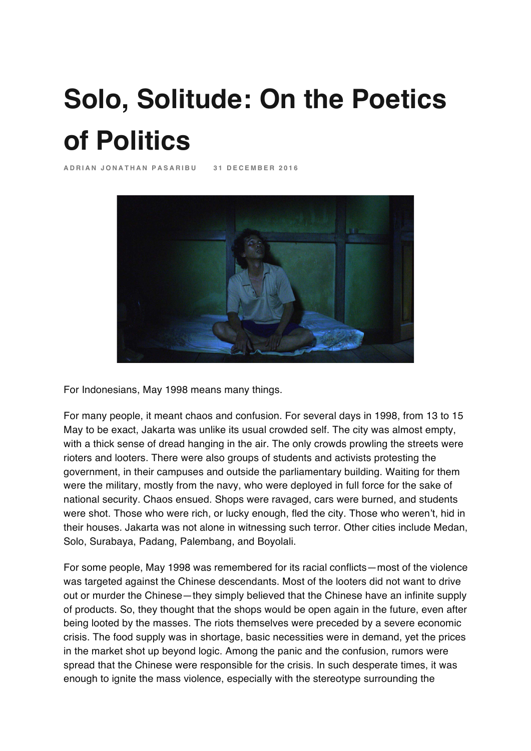# Solo, Solitude: On the Poetics of Politics

ADRIAN JONATHAN PASARIBU 31 DECEMBER 2016

For Indonesians, May 1998 means many things.

For many people, it meant chaos and confusion. For several days in 1998, from 13 to 15 May to be exact, Jakarta was unlike its usual crowded self. The city was almost empty, with a thick sense of dread hanging in the air. The only crowds prowling the streets were rioters and looters. There were also groups of students and activists protesting the government, in their campuses and outside the parliamentary building. Waiting for them were the military, mostly from the navy, who were deployed in full force for the sake of national security. Chaos ensued. Shops were ravaged, cars were burned, and students were shot. Those who were rich, or lucky enough, fled the city. Those who weren't, hid in their houses. Jakarta was not alone in witnessing such terror. Other cities include Medan, Solo, Surabaya, Padang, Palembang, and Boyolali.

For some people, May 1998 was remembered for its racial conflicts—most of the violence was targeted against the Chinese descendants. Most of the looters did not want to drive out or murder the Chinese—they simply believed that the Chinese have an infinite supply of products. So, they thought that the shops would be open again in the future, even after being looted by the masses. The riots themselves were preceded by a severe economic crisis. The food supply was in shortage, basic necessities were in demand, yet the prices in the market shot up beyond logic. Among the panic and the confusion, rumors were spread that the Chinese were responsible for the crisis. In such desperate times, it was enough to ignite the mass violence, especially with the stereotype surrounding the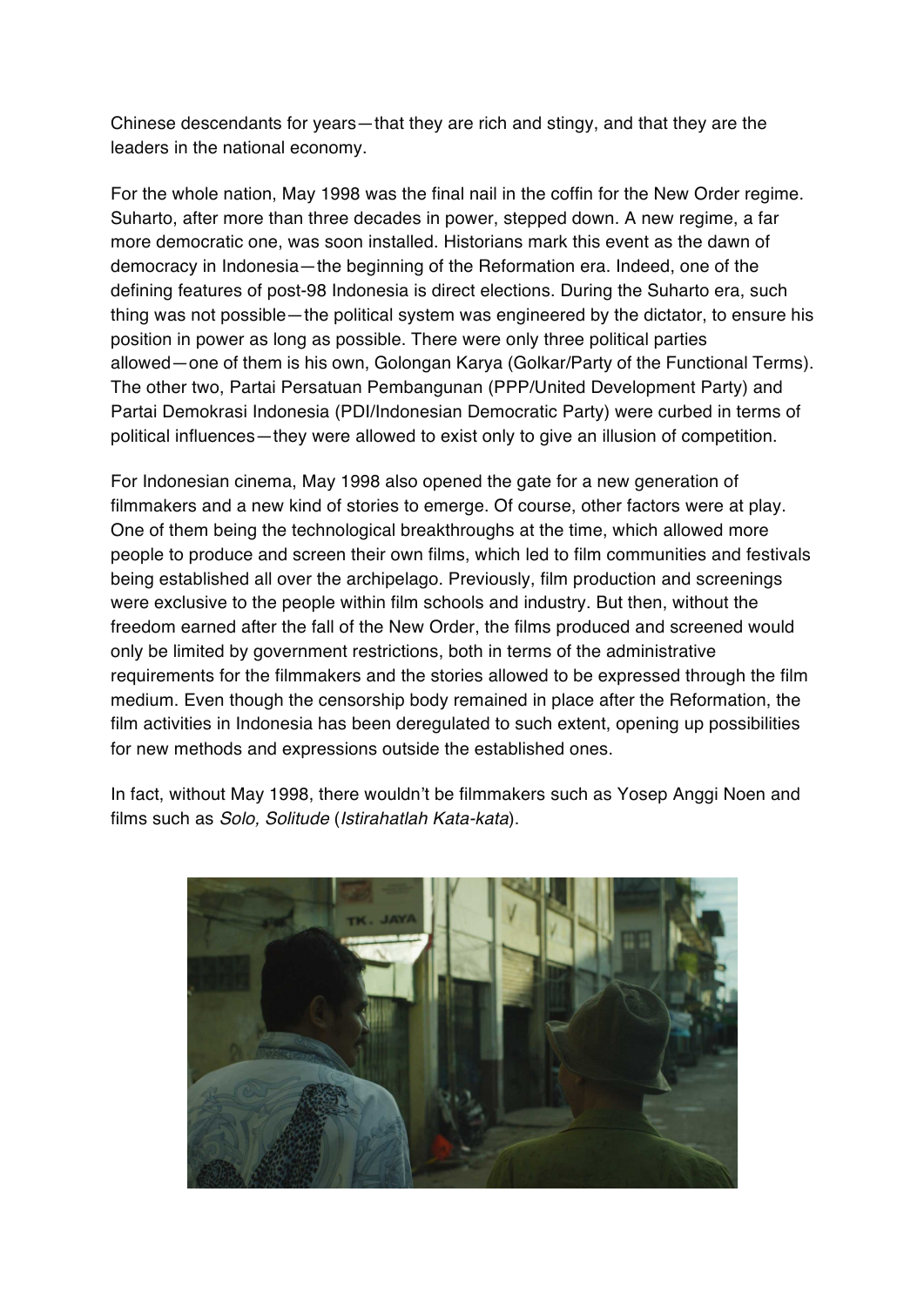Chinese descendants for years—that they are rich and stingy, and that they are the leaders in the national economy.

For the whole nation, May 1998 was the final nail in the coffin for the New Order regime. Suharto, after more than three decades in power, stepped down. A new regime, a far more democratic one, was soon installed. Historians mark this event as the dawn of democracy in Indonesia—the beginning of the Reformation era. Indeed, one of the defining features of post-98 Indonesia is direct elections. During the Suharto era, such thing was not possible—the political system was engineered by the dictator, to ensure his position in power as long as possible. There were only three political parties allowed—one of them is his own, Golongan Karya (Golkar/Party of the Functional Terms). The other two, Partai Persatuan Pembangunan (PPP/United Development Party) and Partai Demokrasi Indonesia (PDI/Indonesian Democratic Party) were curbed in terms of political influences—they were allowed to exist only to give an illusion of competition.

For Indonesian cinema, May 1998 also opened the gate for a new generation of filmmakers and a new kind of stories to emerge. Of course, other factors were at play. One of them being the technological breakthroughs at the time, which allowed more people to produce and screen their own films, which led to film communities and festivals being established all over the archipelago. Previously, film production and screenings were exclusive to the people within film schools and industry. But then, without the freedom earned after the fall of the New Order, the films produced and screened would only be limited by government restrictions, both in terms of the administrative requirements for the filmmakers and the stories allowed to be expressed through the film medium. Even though the censorship body remained in place after the Reformation, the film activities in Indonesia has been deregulated to such extent, opening up possibilities for new methods and expressions outside the established ones.

In fact, without May 1998, there wouldn't be filmmakers such as Yosep Anggi Noen and films such as *Solo, Solitude* (*Istirahatlah Kata-kata*).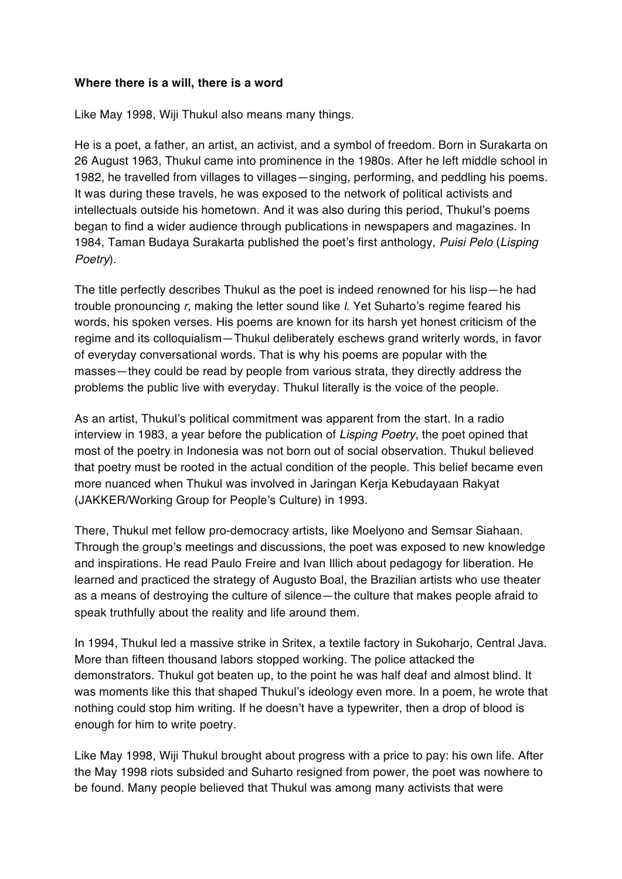**Where there is a will, there is a word**

Like May 1998, Wiji Thukul also means many things.

He is a poet, a father, an artist, an activist, and a symbol of freedom. Born in Surakarta on 26 August 1963, Thukul came into prominence in the 1980s. After he left middle school in 1982, he travelled from villages to villages—singing, performing, and peddling his poems. It was during these travels, he was exposed to the network of political activists and intellectuals outside his hometown. And it was also during this period, Thukul's poems began to find a wider audience through publications in newspapers and magazines. In 1984, Taman Budaya Surakarta published the poet's first anthology, *Puisi Pelo* (*Lisping Poetry*).

The title perfectly describes Thukul as the poet is indeed renowned for his lisp—he had trouble pronouncing *r*, making the letter sound like *l*. Yet Suharto's regime feared his words, his spoken verses. His poems are known for its harsh yet honest criticism of the regime and its colloquialism—Thukul deliberately eschews grand writerly words, in favor of everyday conversational words. That is why his poems are popular with the masses—they could be read by people from various strata, they directly address the problems the public live with everyday. Thukul literally is the voice of the people.

As an artist, Thukul's political commitment was apparent from the start. In a radio interview in 1983, a year before the publication of *Lisping Poetry*, the poet opined that most of the poetry in Indonesia was not born out of social observation. Thukul believed that poetry must be rooted in the actual condition of the people. This belief became even more nuanced when Thukul was involved in Jaringan Kerja Kebudayaan Rakyat (JAKKER/Working Group for People's Culture) in 1993.

There, Thukul met fellow pro-democracy artists, like Moelyono and Semsar Siahaan. Through the group's meetings and discussions, the poet was exposed to new knowledge and inspirations. He read Paulo Freire and Ivan Illich about pedagogy for liberation. He learned and practiced the strategy of Augusto Boal, the Brazilian artists who use theater as a means of destroying the culture of silence—the culture that makes people afraid to speak truthfully about the reality and life around them.

In 1994, Thukul led a massive strike in Sritex, a textile factory in Sukoharjo, Central Java. More than fifteen thousand labors stopped working. The police attacked the demonstrators. Thukul got beaten up, to the point he was half deaf and almost blind. It was moments like this that shaped Thukul's ideology even more. In a poem, he wrote that nothing could stop him writing. If he doesn't have a typewriter, then a drop of blood is enough for him to write poetry.

Like May 1998, Wiji Thukul brought about progress with a price to pay: his own life. After the May 1998 riots subsided and Suharto resigned from power, the poet was nowhere to be found. Many people believed that Thukul was among many activists that were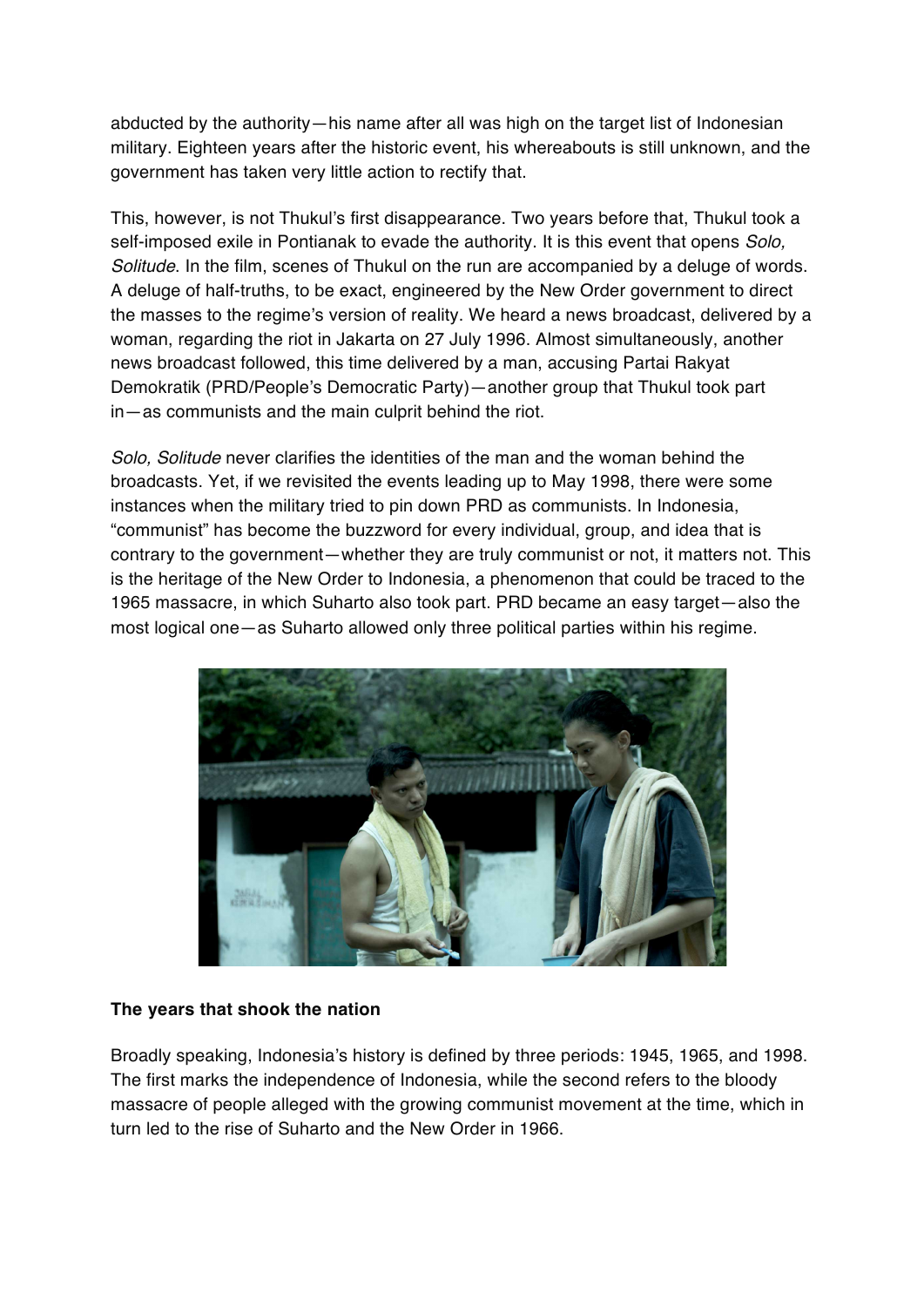abducted by the authority—his name after all was high on the target list of Indonesian military. Eighteen years after the historic event, his whereabouts is still unknown, and the government has taken very little action to rectify that.

This, however, is not Thukul's first disappearance. Two years before that, Thukul took a self-imposed exile in Pontianak to evade the authority. It is this event that opens *Solo, Solitude*. In the film, scenes of Thukul on the run are accompanied by a deluge of words. A deluge of half-truths, to be exact, engineered by the New Order government to direct the masses to the regime's version of reality. We heard a news broadcast, delivered by a woman, regarding the riot in Jakarta on 27 July 1996. Almost simultaneously, another news broadcast followed, this time delivered by a man, accusing Partai Rakyat Demokratik (PRD/People's Democratic Party)—another group that Thukul took part in—as communists and the main culprit behind the riot.

*Solo, Solitude* never clarifies the identities of the man and the woman behind the broadcasts. Yet, if we revisited the events leading up to May 1998, there were some instances when the military tried to pin down PRD as communists. In Indonesia, "communist" has become the buzzword for every individual, group, and idea that is contrary to the government—whether they are truly communist or not, it matters not. This is the heritage of the New Order to Indonesia, a phenomenon that could be traced to the 1965 massacre, in which Suharto also took part. PRD became an easy target—also the most logical one—as Suharto allowed only three political parties within his regime.

**The years that shook the nation**

Broadly speaking, Indonesia's history is defined by three periods: 1945, 1965, and 1998. The first marks the independence of Indonesia, while the second refers to the bloody massacre of people alleged with the growing communist movement at the time, which in turn led to the rise of Suharto and the New Order in 1966.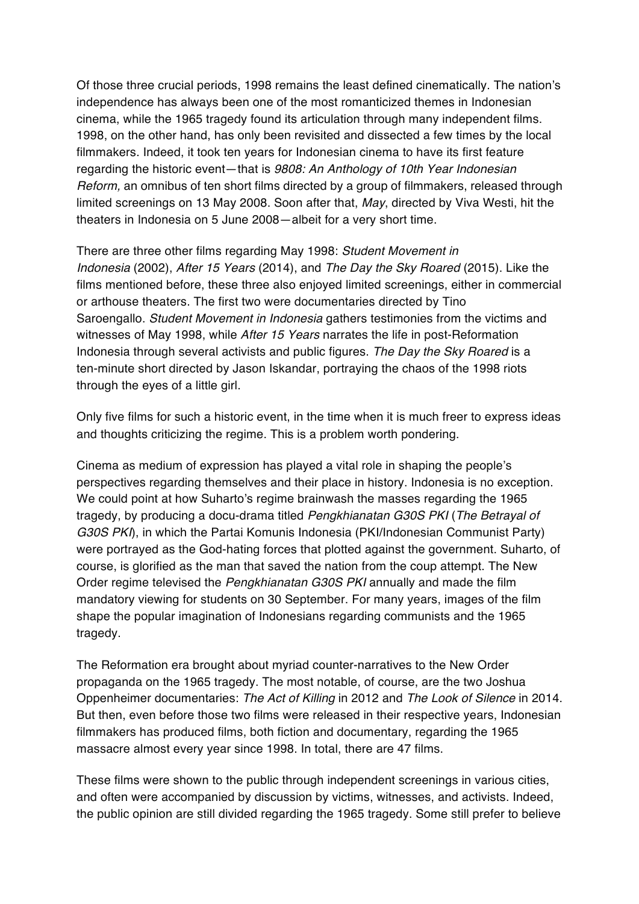Of those three crucial periods, 1998 remains the least defined cinematically. The nation's independence has always been one of the most romanticized themes in Indonesian cinema, while the 1965 tragedy found its articulation through many independent films. 1998, on the other hand, has only been revisited and dissected a few times by the local filmmakers. Indeed, it took ten years for Indonesian cinema to have its first feature regarding the historic event—that is *9808: An Anthology of 10th Year Indonesian Reform,* an omnibus of ten short films directed by a group of filmmakers, released through limited screenings on 13 May 2008. Soon after that, *May*, directed by Viva Westi, hit the theaters in Indonesia on 5 June 2008—albeit for a very short time.

There are three other films regarding May 1998: *Student Movement in Indonesia* (2002), *After 15 Years* (2014), and *The Day the Sky Roared* (2015). Like the films mentioned before, these three also enjoyed limited screenings, either in commercial or arthouse theaters. The first two were documentaries directed by Tino Saroengallo. *Student Movement in Indonesia* gathers testimonies from the victims and witnesses of May 1998, while *After 15 Years* narrates the life in post-Reformation Indonesia through several activists and public figures. *The Day the Sky Roared* is a ten-minute short directed by Jason Iskandar, portraying the chaos of the 1998 riots through the eyes of a little girl.

Only five films for such a historic event, in the time when it is much freer to express ideas and thoughts criticizing the regime. This is a problem worth pondering.

Cinema as medium of expression has played a vital role in shaping the people's perspectives regarding themselves and their place in history. Indonesia is no exception. We could point at how Suharto's regime brainwash the masses regarding the 1965 tragedy, by producing a docu-drama titled *Pengkhianatan G30S PKI* (*The Betrayal of G30S PKI*), in which the Partai Komunis Indonesia (PKI/Indonesian Communist Party) were portrayed as the God-hating forces that plotted against the government. Suharto, of course, is glorified as the man that saved the nation from the coup attempt. The New Order regime televised the *Pengkhianatan G30S PKI* annually and made the film mandatory viewing for students on 30 September. For many years, images of the film shape the popular imagination of Indonesians regarding communists and the 1965 tragedy.

The Reformation era brought about myriad counter-narratives to the New Order propaganda on the 1965 tragedy. The most notable, of course, are the two Joshua Oppenheimer documentaries: *The Act of Killing* in 2012 and *The Look of Silence* in 2014. But then, even before those two films were released in their respective years, Indonesian filmmakers has produced films, both fiction and documentary, regarding the 1965 massacre almost every year since 1998. In total, there are 47 films.

These films were shown to the public through independent screenings in various cities, and often were accompanied by discussion by victims, witnesses, and activists. Indeed, the public opinion are still divided regarding the 1965 tragedy. Some still prefer to believe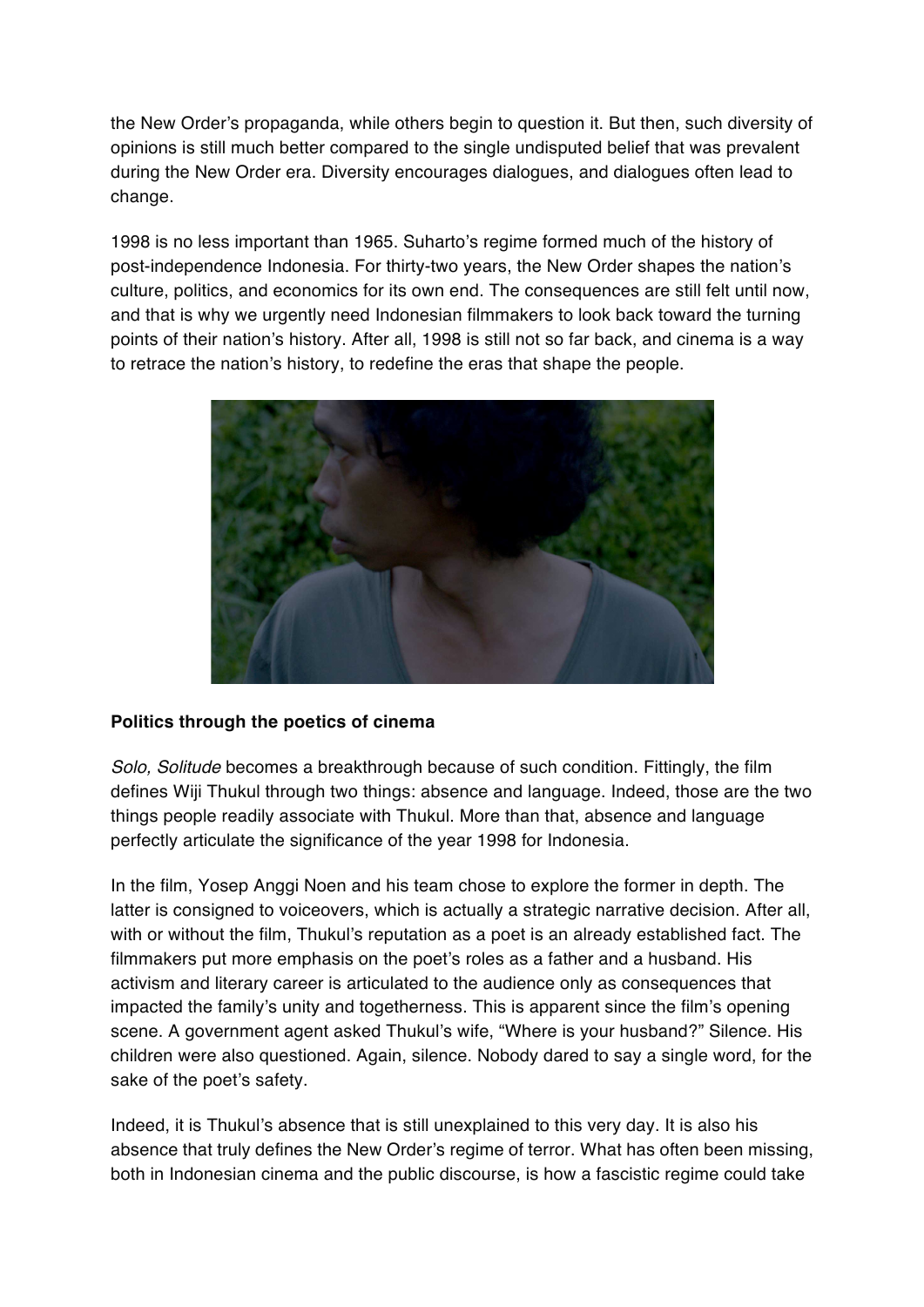the New Order's propaganda, while others begin to question it. But then, such diversity of opinions is still much better compared to the single undisputed belief that was prevalent during the New Order era. Diversity encourages dialogues, and dialogues often lead to change.

1998 is no less important than 1965. Suharto's regime formed much of the history of post-independence Indonesia. For thirty-two years, the New Order shapes the nation's culture, politics, and economics for its own end. The consequences are still felt until now, and that is why we urgently need Indonesian filmmakers to look back toward the turning points of their nation's history. After all, 1998 is still not so far back, and cinema is a way to retrace the nation's history, to redefine the eras that shape the people.

**Politics through the poetics of cinema**

*Solo, Solitude* becomes a breakthrough because of such condition. Fittingly, the film defines Wiji Thukul through two things: absence and language. Indeed, those are the two things people readily associate with Thukul. More than that, absence and language perfectly articulate the significance of the year 1998 for Indonesia.

In the film, Yosep Anggi Noen and his team chose to explore the former in depth. The latter is consigned to voiceovers, which is actually a strategic narrative decision. After all, with or without the film, Thukul's reputation as a poet is an already established fact. The filmmakers put more emphasis on the poet's roles as a father and a husband. His activism and literary career is articulated to the audience only as consequences that impacted the family's unity and togetherness. This is apparent since the film's opening scene. A government agent asked Thukul's wife, "Where is your husband?" Silence. His children were also questioned. Again, silence. Nobody dared to say a single word, for the sake of the poet's safety.

Indeed, it is Thukul's absence that is still unexplained to this very day. It is also his absence that truly defines the New Order's regime of terror. What has often been missing, both in Indonesian cinema and the public discourse, is how a fascistic regime could take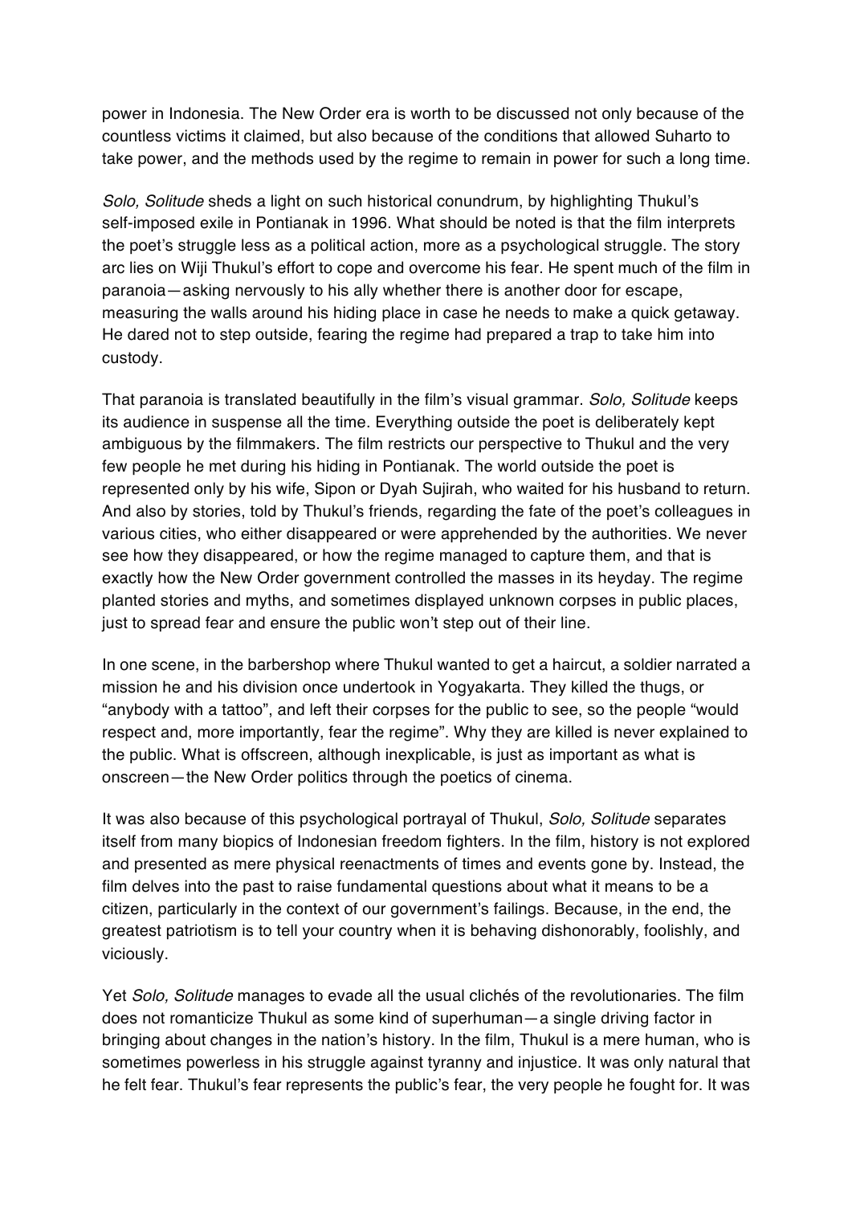power in Indonesia. The New Order era is worth to be discussed not only because of the countless victims it claimed, but also because of the conditions that allowed Suharto to take power, and the methods used by the regime to remain in power for such a long time.

*Solo, Solitude* sheds a light on such historical conundrum, by highlighting Thukul's self-imposed exile in Pontianak in 1996. What should be noted is that the film interprets the poet's struggle less as a political action, more as a psychological struggle. The story arc lies on Wiji Thukul's effort to cope and overcome his fear. He spent much of the film in paranoia—asking nervously to his ally whether there is another door for escape, measuring the walls around his hiding place in case he needs to make a quick getaway. He dared not to step outside, fearing the regime had prepared a trap to take him into custody.

That paranoia is translated beautifully in the film's visual grammar. *Solo, Solitude* keeps its audience in suspense all the time. Everything outside the poet is deliberately kept ambiguous by the filmmakers. The film restricts our perspective to Thukul and the very few people he met during his hiding in Pontianak. The world outside the poet is represented only by his wife, Sipon or Dyah Sujirah, who waited for his husband to return. And also by stories, told by Thukul's friends, regarding the fate of the poet's colleagues in various cities, who either disappeared or were apprehended by the authorities. We never see how they disappeared, or how the regime managed to capture them, and that is exactly how the New Order government controlled the masses in its heyday. The regime planted stories and myths, and sometimes displayed unknown corpses in public places, just to spread fear and ensure the public won't step out of their line.

In one scene, in the barbershop where Thukul wanted to get a haircut, a soldier narrated a mission he and his division once undertook in Yogyakarta. They killed the thugs, or "anybody with a tattoo", and left their corpses for the public to see, so the people "would respect and, more importantly, fear the regime". Why they are killed is never explained to the public. What is offscreen, although inexplicable, is just as important as what is onscreen—the New Order politics through the poetics of cinema.

It was also because of this psychological portrayal of Thukul, *Solo, Solitude* separates itself from many biopics of Indonesian freedom fighters. In the film, history is not explored and presented as mere physical reenactments of times and events gone by. Instead, the film delves into the past to raise fundamental questions about what it means to be a citizen, particularly in the context of our government's failings. Because, in the end, the greatest patriotism is to tell your country when it is behaving dishonorably, foolishly, and viciously.

Yet *Solo, Solitude* manages to evade all the usual clichés of the revolutionaries. The film does not romanticize Thukul as some kind of superhuman—a single driving factor in bringing about changes in the nation's history. In the film, Thukul is a mere human, who is sometimes powerless in his struggle against tyranny and injustice. It was only natural that he felt fear. Thukul's fear represents the public's fear, the very people he fought for. It was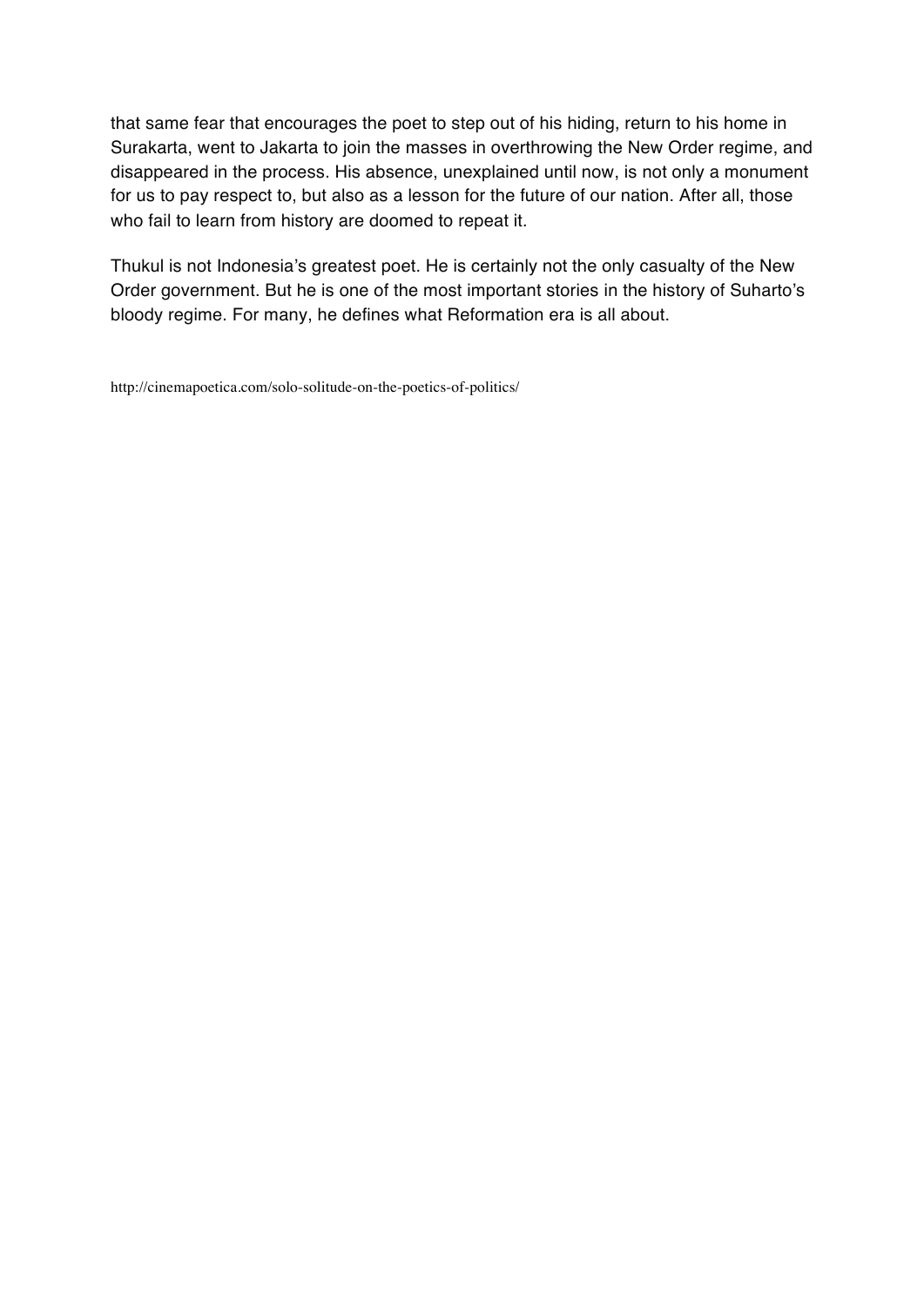that same fear that encourages the poet to step out of his hiding, return to his home in Surakarta, went to Jakarta to join the masses in overthrowing the New Order regime, and disappeared in the process. His absence, unexplained until now, is not only a monument for us to pay respect to, but also as a lesson for the future of our nation. After all, those who fail to learn from history are doomed to repeat it.

Thukul is not Indonesia's greatest poet. He is certainly not the only casualty of the New Order government. But he is one of the most important stories in the history of Suharto's bloody regime. For many, he defines what Reformation era is all about.

http://cinemapoetica.com/solo-solitude-on-the-poetics-of-politics/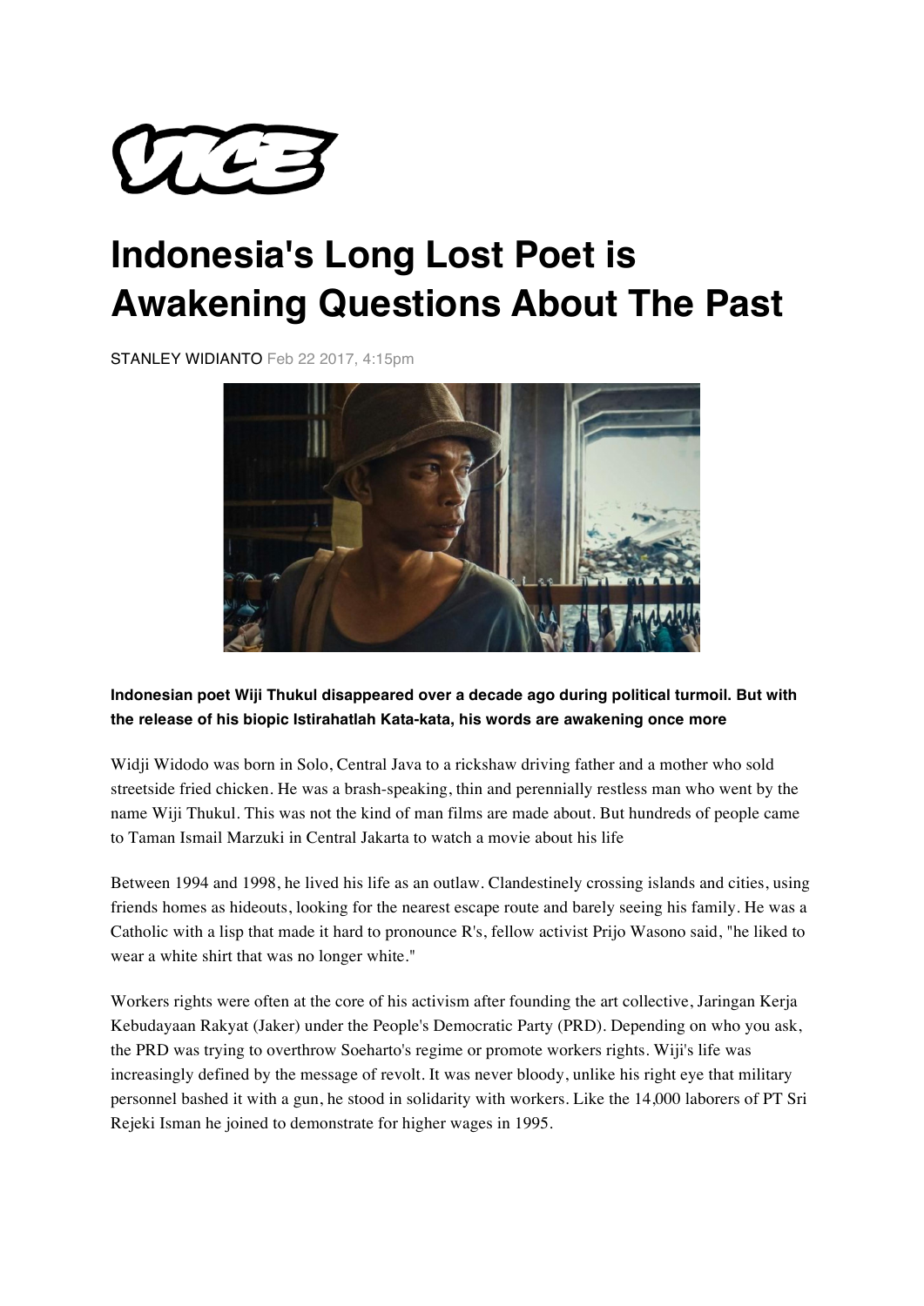# Indonesia's Long Lost Poet is Awakening Questions About The Past

STANLEY WIDIANTO Feb 22 2017, 4:15pm

**Indonesian poet Wiji Thukul disappeared over a decade ago during political turmoil. But with the release of his biopic Istirahatlah Kata-kata, his words are awakening once more**

Widji Widodo was born in Solo, Central Java to a rickshaw driving father and a mother who sold streetside fried chicken. He was a brash-speaking, thin and perennially restless man who went by the name Wiji Thukul. This was not the kind of man films are made about. But hundreds of people came to Taman Ismail Marzuki in Central Jakarta to watch a movie about his life

Between 1994 and 1998, he lived his life as an outlaw. Clandestinely crossing islands and cities, using friends homes as hideouts, looking for the nearest escape route and barely seeing his family. He was a Catholic with a lisp that made it hard to pronounce R's, fellow activist Prijo Wasono said, "he liked to wear a white shirt that was no longer white."

Workers rights were often at the core of his activism after founding the art collective, Jaringan Kerja Kebudayaan Rakyat (Jaker) under the People's Democratic Party (PRD). Depending on who you ask, the PRD was trying to overthrow Soeharto's regime or promote workers rights. Wiji's life was increasingly defined by the message of revolt. It was never bloody, unlike his right eye that military personnel bashed it with a gun, he stood in solidarity with workers. Like the 14,000 laborers of PT Sri Rejeki Isman he joined to demonstrate for higher wages in 1995.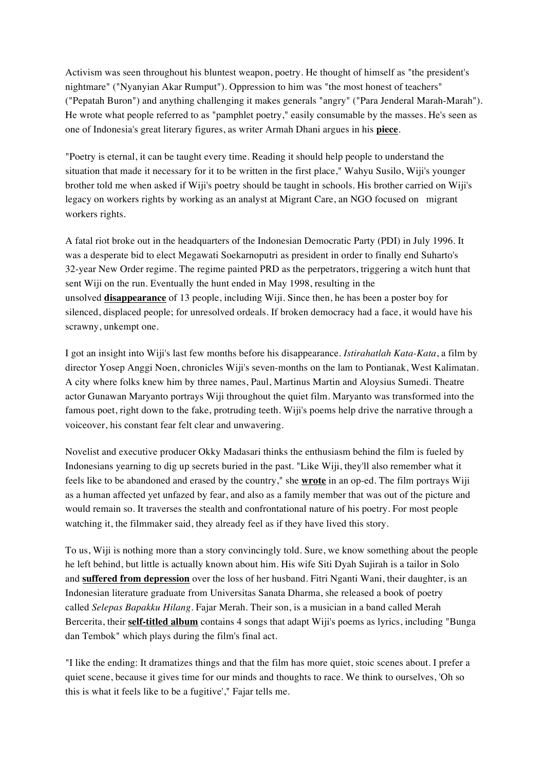Activism was seen throughout his bluntest weapon, poetry. He thought of himself as "the president's nightmare" ("Nyanyian Akar Rumput"). Oppression to him was "the most honest of teachers" ("Pepatah Buron") and anything challenging it makes generals "angry" ("Para Jenderal Marah-Marah"). He wrote what people referred to as "pamphlet poetry," easily consumable by the masses. He's seen as one of Indonesia's great literary figures, as writer Armah Dhani argues in his **piece**.

"Poetry is eternal, it can be taught every time. Reading it should help people to understand the situation that made it necessary for it to be written in the first place," Wahyu Susilo, Wiji's younger brother told me when asked if Wiji's poetry should be taught in schools. His brother carried on Wiji's legacy on workers rights by working as an analyst at Migrant Care, an NGO focused on migrant workers rights.

A fatal riot broke out in the headquarters of the Indonesian Democratic Party (PDI) in July 1996. It was a desperate bid to elect Megawati Soekarnoputri as president in order to finally end Suharto's 32-year New Order regime. The regime painted PRD as the perpetrators, triggering a witch hunt that sent Wiji on the run. Eventually the hunt ended in May 1998, resulting in the unsolved **disappearance** of 13 people, including Wiji. Since then, he has been a poster boy for silenced, displaced people; for unresolved ordeals. If broken democracy had a face, it would have his scrawny, unkempt one.

I got an insight into Wiji's last few months before his disappearance. *Istirahatlah Kata-Kata*, a film by director Yosep Anggi Noen, chronicles Wiji's seven-months on the lam to Pontianak, West Kalimatan. A city where folks knew him by three names, Paul, Martinus Martin and Aloysius Sumedi. Theatre actor Gunawan Maryanto portrays Wiji throughout the quiet film. Maryanto was transformed into the famous poet, right down to the fake, protruding teeth. Wiji's poems help drive the narrative through a voiceover, his constant fear felt clear and unwavering.

Novelist and executive producer Okky Madasari thinks the enthusiasm behind the film is fueled by Indonesians yearning to dig up secrets buried in the past. "Like Wiji, they'll also remember what it feels like to be abandoned and erased by the country," she **wrote** in an op-ed. The film portrays Wiji as a human affected yet unfazed by fear, and also as a family member that was out of the picture and would remain so. It traverses the stealth and confrontational nature of his poetry. For most people watching it, the filmmaker said, they already feel as if they have lived this story.

To us, Wiji is nothing more than a story convincingly told. Sure, we know something about the people he left behind, but little is actually known about him. His wife Siti Dyah Sujirah is a tailor in Solo and **suffered from depression** over the loss of her husband. Fitri Nganti Wani, their daughter, is an Indonesian literature graduate from Universitas Sanata Dharma, she released a book of poetry called *Selepas Bapakku Hilang*. Fajar Merah. Their son, is a musician in a band called Merah Bercerita, their **self-titled album** contains 4 songs that adapt Wiji's poems as lyrics, including "Bunga dan Tembok" which plays during the film's final act.

"I like the ending: It dramatizes things and that the film has more quiet, stoic scenes about. I prefer a quiet scene, because it gives time for our minds and thoughts to race. We think to ourselves, 'Oh so this is what it feels like to be a fugitive'," Fajar tells me.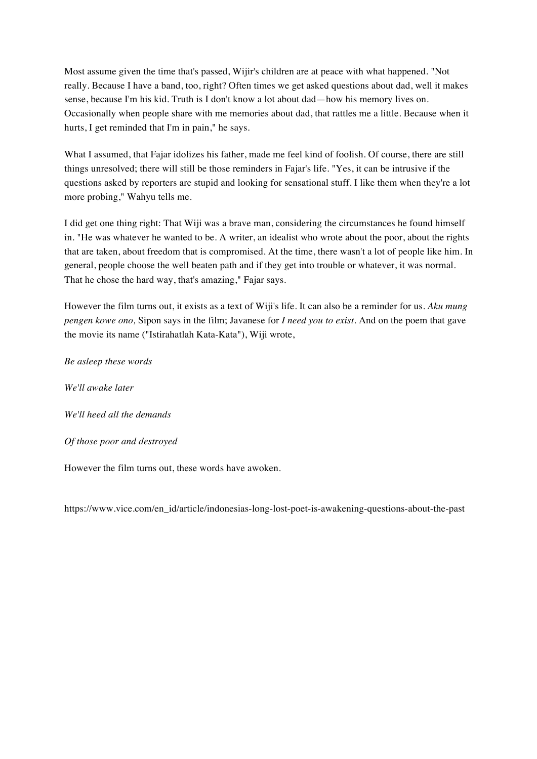Most assume given the time that's passed, Wijir's children are at peace with what happened. "Not really. Because I have a band, too, right? Often times we get asked questions about dad, well it makes sense, because I'm his kid. Truth is I don't know a lot about dad—how his memory lives on. Occasionally when people share with me memories about dad, that rattles me a little. Because when it hurts, I get reminded that I'm in pain," he says.

What I assumed, that Fajar idolizes his father, made me feel kind of foolish. Of course, there are still things unresolved; there will still be those reminders in Fajar's life. "Yes, it can be intrusive if the questions asked by reporters are stupid and looking for sensational stuff. I like them when they're a lot more probing," Wahyu tells me.

I did get one thing right: That Wiji was a brave man, considering the circumstances he found himself in. "He was whatever he wanted to be. A writer, an idealist who wrote about the poor, about the rights that are taken, about freedom that is compromised. At the time, there wasn't a lot of people like him. In general, people choose the well beaten path and if they get into trouble or whatever, it was normal. That he chose the hard way, that's amazing," Fajar says.

However the film turns out, it exists as a text of Wiji's life. It can also be a reminder for us. *Aku mung pengen kowe ono,* Sipon says in the film; Javanese for *I need you to exist*. And on the poem that gave the movie its name ("Istirahatlah Kata-Kata"), Wiji wrote,

*Be asleep these words*

*We'll awake later*

*We'll heed all the demands*

*Of those poor and destroyed*

However the film turns out, these words have awoken.

https://www.vice.com/en_id/article/indonesias-long-lost-poet-is-awakening-questions-about-the-past